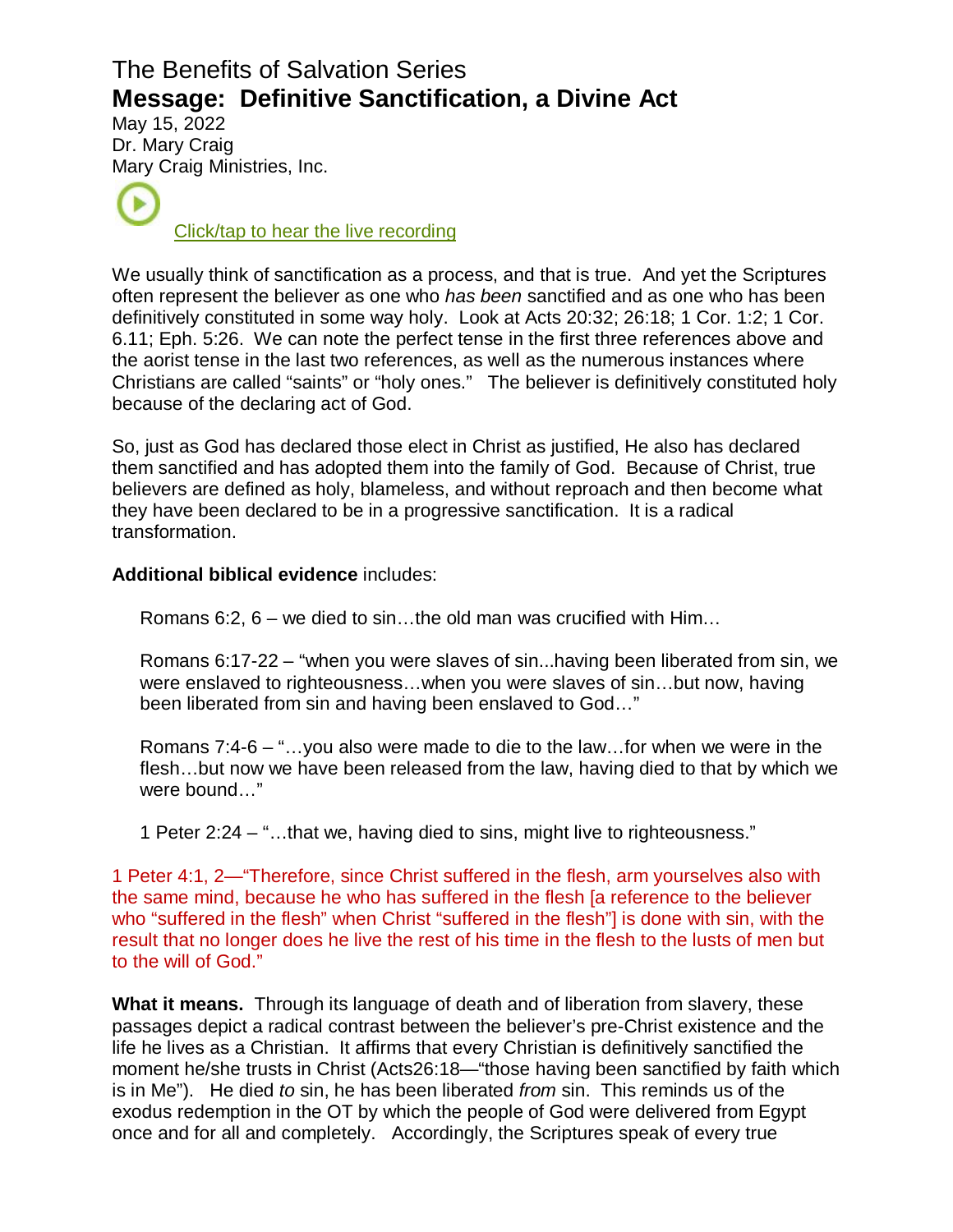# The Benefits of Salvation Series
## Message: Definitive Sanctification, a Divine Act

May 15, 2022
Dr. Mary Craig
Mary Craig Ministries, Inc.

Click/tap to hear the live recording

We usually think of sanctification as a process, and that is true. And yet the Scriptures often represent the believer as one who *has been* sanctified and as one who has been definitively constituted in some way holy. Look at Acts 20:32; 26:18; 1 Cor. 1:2; 1 Cor. 6.11; Eph. 5:26. We can note the perfect tense in the first three references above and the aorist tense in the last two references, as well as the numerous instances where Christians are called "saints" or "holy ones." The believer is definitively constituted holy because of the declaring act of God.

So, just as God has declared those elect in Christ as justified, He also has declared them sanctified and has adopted them into the family of God. Because of Christ, true believers are defined as holy, blameless, and without reproach and then become what they have been declared to be in a progressive sanctification. It is a radical transformation.

**Additional biblical evidence** includes:

> Romans 6:2, 6 – we died to sin…the old man was crucified with Him…
>
> Romans 6:17-22 – "when you were slaves of sin...having been liberated from sin, we were enslaved to righteousness…when you were slaves of sin…but now, having been liberated from sin and having been enslaved to God…"
>
> Romans 7:4-6 – "…you also were made to die to the law…for when we were in the flesh…but now we have been released from the law, having died to that by which we were bound…"
>
> 1 Peter 2:24 – "…that we, having died to sins, might live to righteousness."

1 Peter 4:1, 2—"Therefore, since Christ suffered in the flesh, arm yourselves also with the same mind, because he who has suffered in the flesh [a reference to the believer who "suffered in the flesh" when Christ "suffered in the flesh"] is done with sin, with the result that no longer does he live the rest of his time in the flesh to the lusts of men but to the will of God."

**What it means.** Through its language of death and of liberation from slavery, these passages depict a radical contrast between the believer's pre-Christ existence and the life he lives as a Christian. It affirms that every Christian is definitively sanctified the moment he/she trusts in Christ (Acts26:18—"those having been sanctified by faith which is in Me"). He died *to* sin, he has been liberated *from* sin. This reminds us of the exodus redemption in the OT by which the people of God were delivered from Egypt once and for all and completely. Accordingly, the Scriptures speak of every true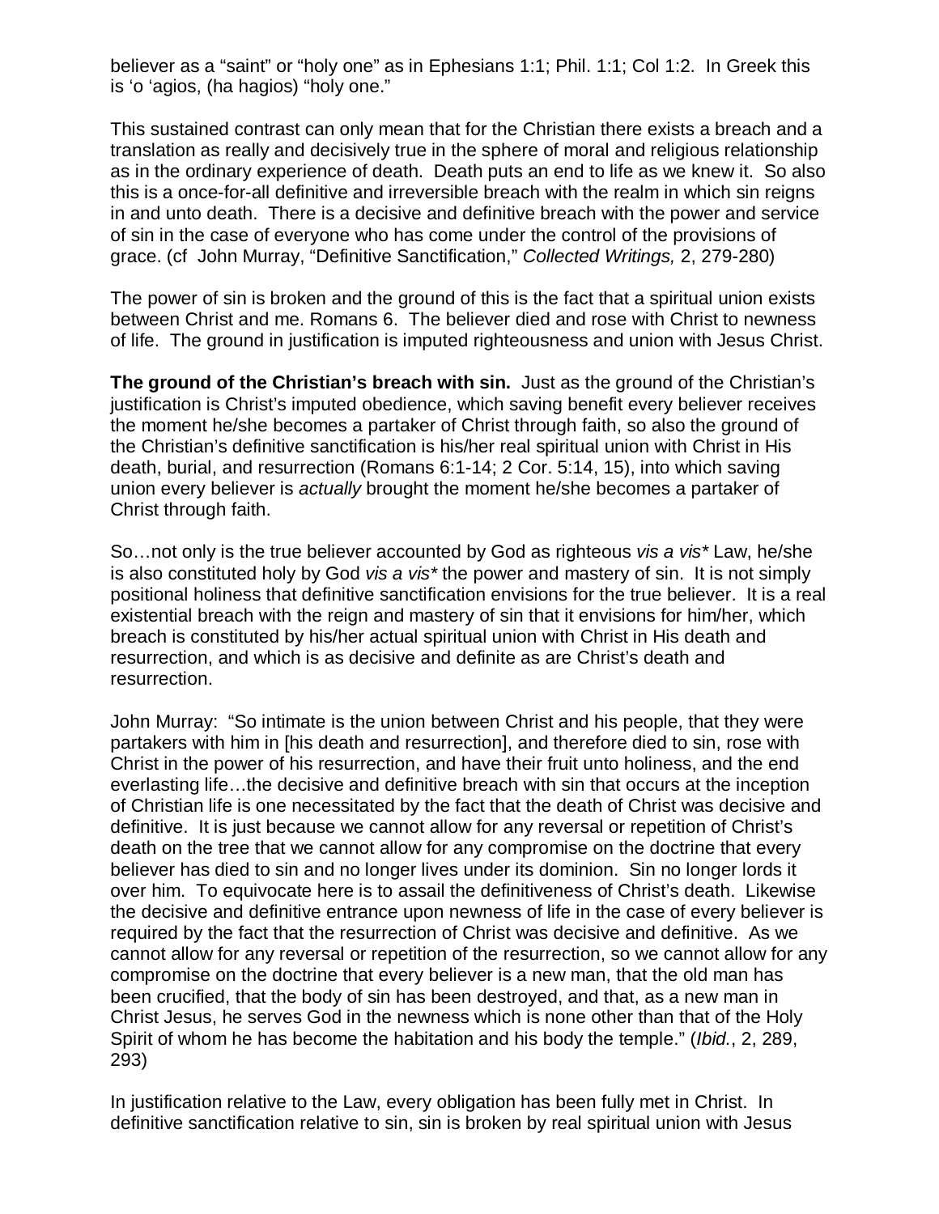believer as a "saint" or "holy one" as in Ephesians 1:1; Phil. 1:1; Col 1:2. In Greek this is 'o 'agios, (ha hagios) "holy one."

This sustained contrast can only mean that for the Christian there exists a breach and a translation as really and decisively true in the sphere of moral and religious relationship as in the ordinary experience of death. Death puts an end to life as we knew it. So also this is a once-for-all definitive and irreversible breach with the realm in which sin reigns in and unto death. There is a decisive and definitive breach with the power and service of sin in the case of everyone who has come under the control of the provisions of grace. (cf John Murray, "Definitive Sanctification," *Collected Writings,* 2, 279-280)

The power of sin is broken and the ground of this is the fact that a spiritual union exists between Christ and me. Romans 6. The believer died and rose with Christ to newness of life. The ground in justification is imputed righteousness and union with Jesus Christ.

**The ground of the Christian's breach with sin.** Just as the ground of the Christian's justification is Christ's imputed obedience, which saving benefit every believer receives the moment he/she becomes a partaker of Christ through faith, so also the ground of the Christian's definitive sanctification is his/her real spiritual union with Christ in His death, burial, and resurrection (Romans 6:1-14; 2 Cor. 5:14, 15), into which saving union every believer is *actually* brought the moment he/she becomes a partaker of Christ through faith.

So…not only is the true believer accounted by God as righteous *vis a vis** Law, he/she is also constituted holy by God *vis a vis** the power and mastery of sin. It is not simply positional holiness that definitive sanctification envisions for the true believer. It is a real existential breach with the reign and mastery of sin that it envisions for him/her, which breach is constituted by his/her actual spiritual union with Christ in His death and resurrection, and which is as decisive and definite as are Christ's death and resurrection.

John Murray: "So intimate is the union between Christ and his people, that they were partakers with him in [his death and resurrection], and therefore died to sin, rose with Christ in the power of his resurrection, and have their fruit unto holiness, and the end everlasting life…the decisive and definitive breach with sin that occurs at the inception of Christian life is one necessitated by the fact that the death of Christ was decisive and definitive. It is just because we cannot allow for any reversal or repetition of Christ's death on the tree that we cannot allow for any compromise on the doctrine that every believer has died to sin and no longer lives under its dominion. Sin no longer lords it over him. To equivocate here is to assail the definitiveness of Christ's death. Likewise the decisive and definitive entrance upon newness of life in the case of every believer is required by the fact that the resurrection of Christ was decisive and definitive. As we cannot allow for any reversal or repetition of the resurrection, so we cannot allow for any compromise on the doctrine that every believer is a new man, that the old man has been crucified, that the body of sin has been destroyed, and that, as a new man in Christ Jesus, he serves God in the newness which is none other than that of the Holy Spirit of whom he has become the habitation and his body the temple." (*Ibid.*, 2, 289, 293)

In justification relative to the Law, every obligation has been fully met in Christ. In definitive sanctification relative to sin, sin is broken by real spiritual union with Jesus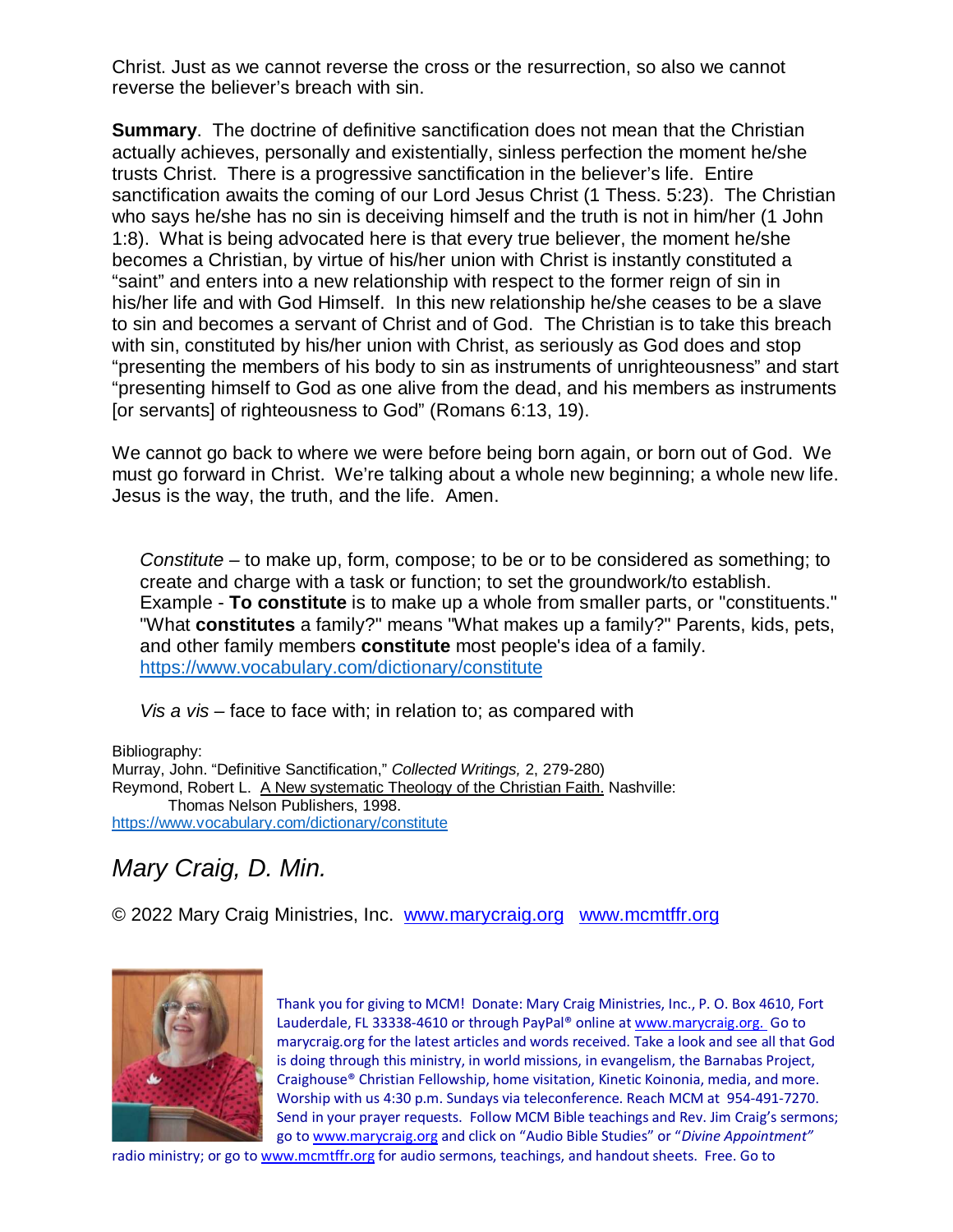Christ. Just as we cannot reverse the cross or the resurrection, so also we cannot reverse the believer's breach with sin.

**Summary**. The doctrine of definitive sanctification does not mean that the Christian actually achieves, personally and existentially, sinless perfection the moment he/she trusts Christ. There is a progressive sanctification in the believer's life. Entire sanctification awaits the coming of our Lord Jesus Christ (1 Thess. 5:23). The Christian who says he/she has no sin is deceiving himself and the truth is not in him/her (1 John 1:8). What is being advocated here is that every true believer, the moment he/she becomes a Christian, by virtue of his/her union with Christ is instantly constituted a "saint" and enters into a new relationship with respect to the former reign of sin in his/her life and with God Himself. In this new relationship he/she ceases to be a slave to sin and becomes a servant of Christ and of God. The Christian is to take this breach with sin, constituted by his/her union with Christ, as seriously as God does and stop "presenting the members of his body to sin as instruments of unrighteousness" and start "presenting himself to God as one alive from the dead, and his members as instruments [or servants] of righteousness to God" (Romans 6:13, 19).

We cannot go back to where we were before being born again, or born out of God. We must go forward in Christ. We're talking about a whole new beginning; a whole new life. Jesus is the way, the truth, and the life. Amen.

*Constitute* – to make up, form, compose; to be or to be considered as something; to create and charge with a task or function; to set the groundwork/to establish. Example - **To constitute** is to make up a whole from smaller parts, or "constituents." "What **constitutes** a family?" means "What makes up a family?" Parents, kids, pets, and other family members **constitute** most people's idea of a family. https://www.vocabulary.com/dictionary/constitute

*Vis a vis* – face to face with; in relation to; as compared with

Bibliography:
Murray, John. "Definitive Sanctification," *Collected Writings,* 2, 279-280)
Reymond, Robert L. A New systematic Theology of the Christian Faith. Nashville: Thomas Nelson Publishers, 1998.
https://www.vocabulary.com/dictionary/constitute

*Mary Craig, D. Min.*

© 2022 Mary Craig Ministries, Inc. www.marycraig.org www.mcmtffr.org

Thank you for giving to MCM! Donate: Mary Craig Ministries, Inc., P. O. Box 4610, Fort Lauderdale, FL 33338-4610 or through PayPal® online at www.marycraig.org. Go to marycraig.org for the latest articles and words received. Take a look and see all that God is doing through this ministry, in world missions, in evangelism, the Barnabas Project, Craighouse® Christian Fellowship, home visitation, Kinetic Koinonia, media, and more. Worship with us 4:30 p.m. Sundays via teleconference. Reach MCM at 954-491-7270. Send in your prayer requests. Follow MCM Bible teachings and Rev. Jim Craig's sermons; go to www.marycraig.org and click on "Audio Bible Studies" or "*Divine Appointment"* radio ministry; or go to www.mcmtffr.org for audio sermons, teachings, and handout sheets. Free. Go to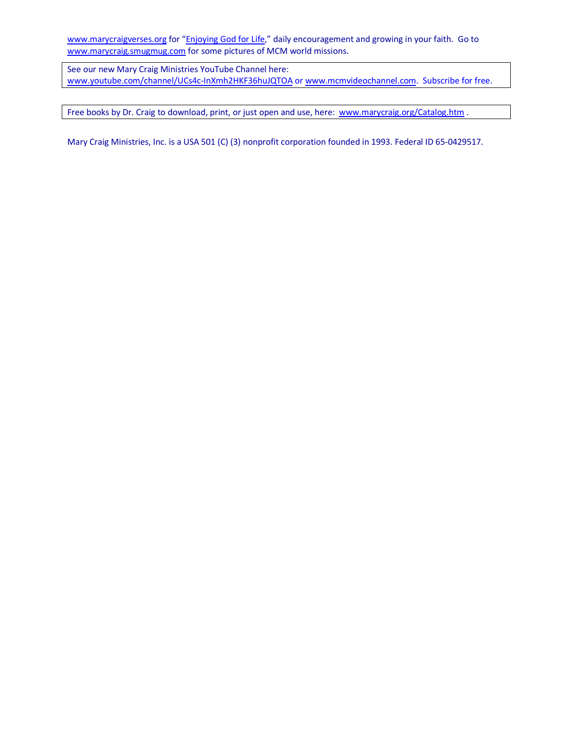www.marycraigverses.org for "Enjoying God for Life," daily encouragement and growing in your faith. Go to www.marycraig.smugmug.com for some pictures of MCM world missions.

See our new Mary Craig Ministries YouTube Channel here: www.youtube.com/channel/UCs4c-InXmh2HKF36huJQTOA or www.mcmvideochannel.com. Subscribe for free.

Free books by Dr. Craig to download, print, or just open and use, here: www.marycraig.org/Catalog.htm .

Mary Craig Ministries, Inc. is a USA 501 (C) (3) nonprofit corporation founded in 1993. Federal ID 65-0429517.